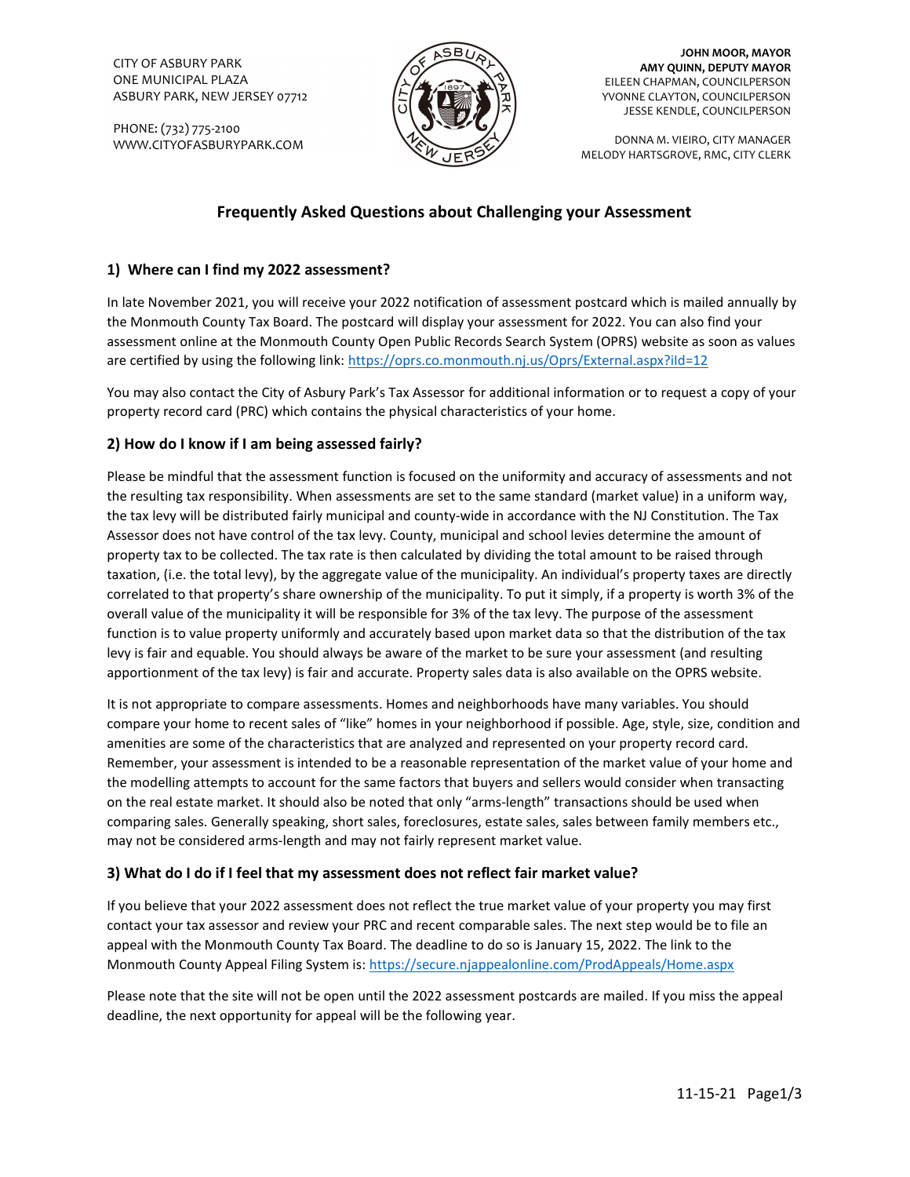CITY OF ASBURY PARK
ONE MUNICIPAL PLAZA
ASBURY PARK, NEW JERSEY 07712

PHONE: (732) 775-2100
WWW.CITYOFASBURYPARK.COM

**JOHN MOOR, MAYOR**
**AMY QUINN, DEPUTY MAYOR**
EILEEN CHAPMAN, COUNCILPERSON
YVONNE CLAYTON, COUNCILPERSON
JESSE KENDLE, COUNCILPERSON

DONNA M. VIEIRO, CITY MANAGER
MELODY HARTSGROVE, RMC, CITY CLERK

# Frequently Asked Questions about Challenging your Assessment

## 1) Where can I find my 2022 assessment?

In late November 2021, you will receive your 2022 notification of assessment postcard which is mailed annually by the Monmouth County Tax Board. The postcard will display your assessment for 2022. You can also find your assessment online at the Monmouth County Open Public Records Search System (OPRS) website as soon as values are certified by using the following link: https://oprs.co.monmouth.nj.us/Oprs/External.aspx?iId=12

You may also contact the City of Asbury Park's Tax Assessor for additional information or to request a copy of your property record card (PRC) which contains the physical characteristics of your home.

## 2) How do I know if I am being assessed fairly?

Please be mindful that the assessment function is focused on the uniformity and accuracy of assessments and not the resulting tax responsibility. When assessments are set to the same standard (market value) in a uniform way, the tax levy will be distributed fairly municipal and county-wide in accordance with the NJ Constitution. The Tax Assessor does not have control of the tax levy. County, municipal and school levies determine the amount of property tax to be collected. The tax rate is then calculated by dividing the total amount to be raised through taxation, (i.e. the total levy), by the aggregate value of the municipality. An individual's property taxes are directly correlated to that property's share ownership of the municipality. To put it simply, if a property is worth 3% of the overall value of the municipality it will be responsible for 3% of the tax levy. The purpose of the assessment function is to value property uniformly and accurately based upon market data so that the distribution of the tax levy is fair and equable. You should always be aware of the market to be sure your assessment (and resulting apportionment of the tax levy) is fair and accurate. Property sales data is also available on the OPRS website.

It is not appropriate to compare assessments. Homes and neighborhoods have many variables. You should compare your home to recent sales of "like" homes in your neighborhood if possible. Age, style, size, condition and amenities are some of the characteristics that are analyzed and represented on your property record card. Remember, your assessment is intended to be a reasonable representation of the market value of your home and the modelling attempts to account for the same factors that buyers and sellers would consider when transacting on the real estate market. It should also be noted that only "arms-length" transactions should be used when comparing sales. Generally speaking, short sales, foreclosures, estate sales, sales between family members etc., may not be considered arms-length and may not fairly represent market value.

## 3) What do I do if I feel that my assessment does not reflect fair market value?

If you believe that your 2022 assessment does not reflect the true market value of your property you may first contact your tax assessor and review your PRC and recent comparable sales. The next step would be to file an appeal with the Monmouth County Tax Board. The deadline to do so is January 15, 2022. The link to the Monmouth County Appeal Filing System is: https://secure.njappealonline.com/ProdAppeals/Home.aspx

Please note that the site will not be open until the 2022 assessment postcards are mailed. If you miss the appeal deadline, the next opportunity for appeal will be the following year.

11-15-21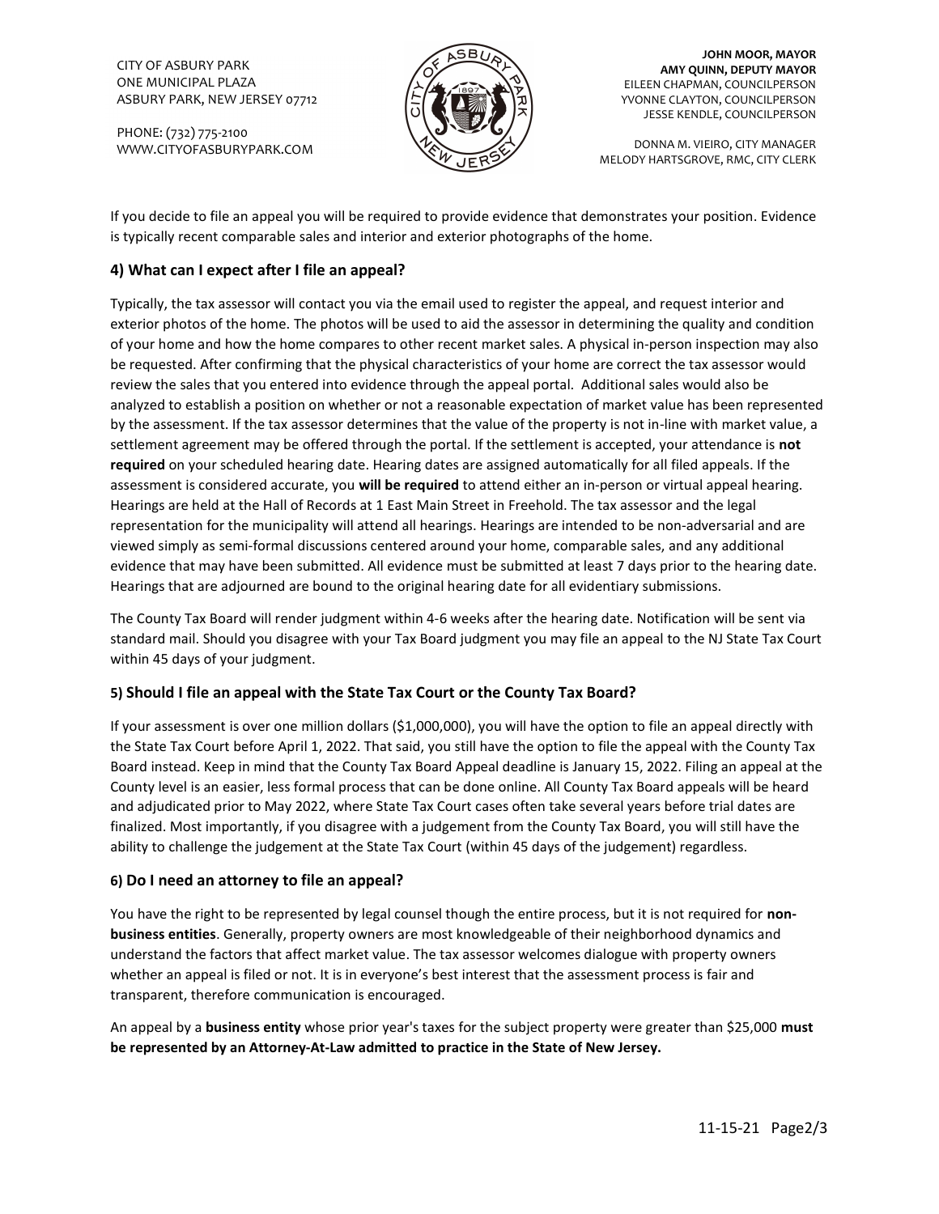If you decide to file an appeal you will be required to provide evidence that demonstrates your position. Evidence is typically recent comparable sales and interior and exterior photographs of the home.

### 4) What can I expect after I file an appeal?

Typically, the tax assessor will contact you via the email used to register the appeal, and request interior and exterior photos of the home. The photos will be used to aid the assessor in determining the quality and condition of your home and how the home compares to other recent market sales. A physical in-person inspection may also be requested. After confirming that the physical characteristics of your home are correct the tax assessor would review the sales that you entered into evidence through the appeal portal. Additional sales would also be analyzed to establish a position on whether or not a reasonable expectation of market value has been represented by the assessment. If the tax assessor determines that the value of the property is not in-line with market value, a settlement agreement may be offered through the portal. If the settlement is accepted, your attendance is **not required** on your scheduled hearing date. Hearing dates are assigned automatically for all filed appeals. If the assessment is considered accurate, you **will be required** to attend either an in-person or virtual appeal hearing. Hearings are held at the Hall of Records at 1 East Main Street in Freehold. The tax assessor and the legal representation for the municipality will attend all hearings. Hearings are intended to be non-adversarial and are viewed simply as semi-formal discussions centered around your home, comparable sales, and any additional evidence that may have been submitted. All evidence must be submitted at least 7 days prior to the hearing date. Hearings that are adjourned are bound to the original hearing date for all evidentiary submissions.

The County Tax Board will render judgment within 4-6 weeks after the hearing date. Notification will be sent via standard mail. Should you disagree with your Tax Board judgment you may file an appeal to the NJ State Tax Court within 45 days of your judgment.

### 5) Should I file an appeal with the State Tax Court or the County Tax Board?

If your assessment is over one million dollars ($1,000,000), you will have the option to file an appeal directly with the State Tax Court before April 1, 2022. That said, you still have the option to file the appeal with the County Tax Board instead. Keep in mind that the County Tax Board Appeal deadline is January 15, 2022. Filing an appeal at the County level is an easier, less formal process that can be done online. All County Tax Board appeals will be heard and adjudicated prior to May 2022, where State Tax Court cases often take several years before trial dates are finalized. Most importantly, if you disagree with a judgement from the County Tax Board, you will still have the ability to challenge the judgement at the State Tax Court (within 45 days of the judgement) regardless.

### 6) Do I need an attorney to file an appeal?

You have the right to be represented by legal counsel though the entire process, but it is not required for **non-business entities**. Generally, property owners are most knowledgeable of their neighborhood dynamics and understand the factors that affect market value. The tax assessor welcomes dialogue with property owners whether an appeal is filed or not. It is in everyone's best interest that the assessment process is fair and transparent, therefore communication is encouraged.

An appeal by a **business entity** whose prior year's taxes for the subject property were greater than $25,000 **must be represented by an Attorney-At-Law admitted to practice in the State of New Jersey.**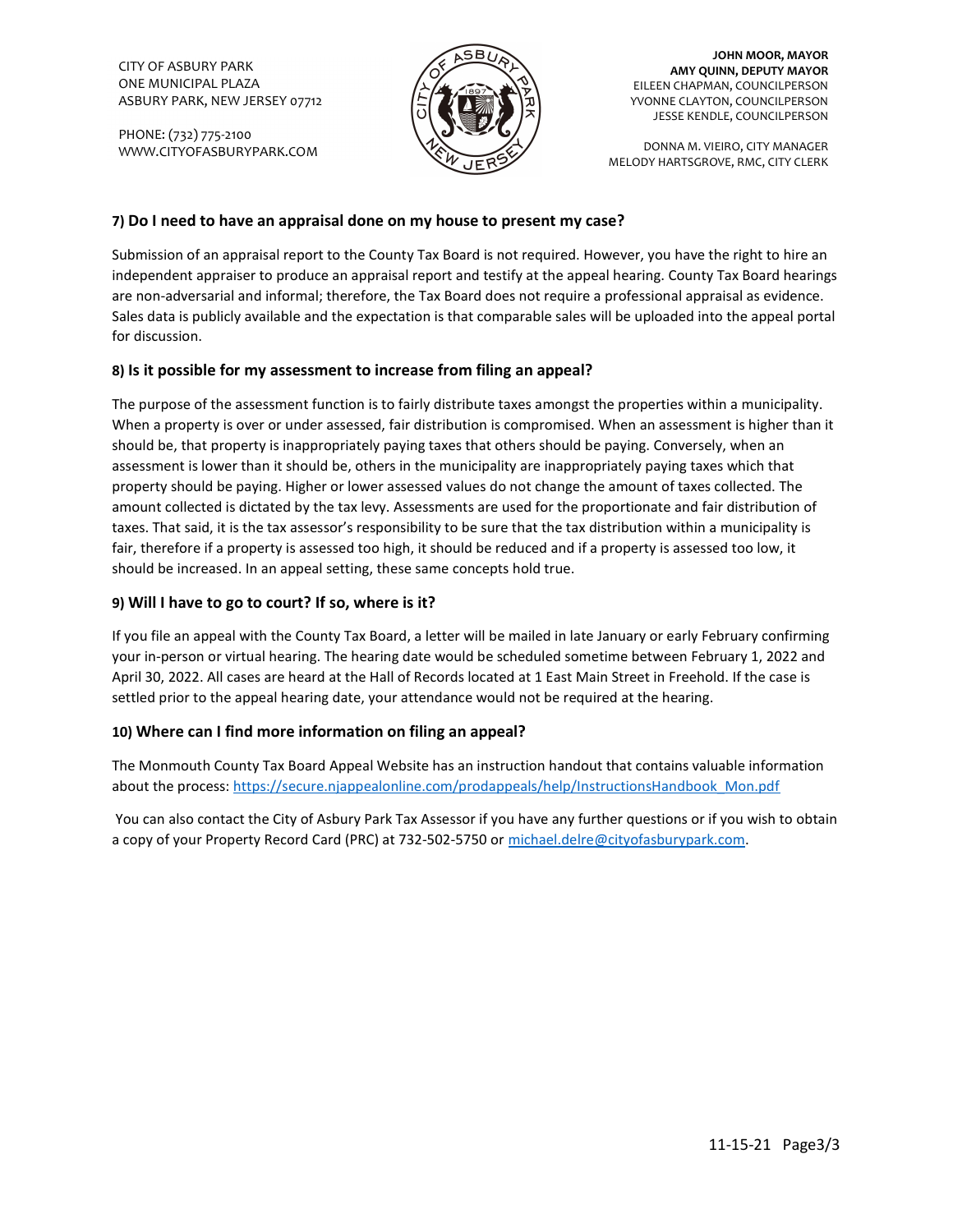CITY OF ASBURY PARK
ONE MUNICIPAL PLAZA
ASBURY PARK, NEW JERSEY 07712

PHONE: (732) 775-2100
WWW.CITYOFASBURYPARK.COM

**JOHN MOOR, MAYOR**
**AMY QUINN, DEPUTY MAYOR**
EILEEN CHAPMAN, COUNCILPERSON
YVONNE CLAYTON, COUNCILPERSON
JESSE KENDLE, COUNCILPERSON

DONNA M. VIEIRO, CITY MANAGER
MELODY HARTSGROVE, RMC, CITY CLERK

### 7) Do I need to have an appraisal done on my house to present my case?

Submission of an appraisal report to the County Tax Board is not required. However, you have the right to hire an independent appraiser to produce an appraisal report and testify at the appeal hearing. County Tax Board hearings are non-adversarial and informal; therefore, the Tax Board does not require a professional appraisal as evidence. Sales data is publicly available and the expectation is that comparable sales will be uploaded into the appeal portal for discussion.

### 8) Is it possible for my assessment to increase from filing an appeal?

The purpose of the assessment function is to fairly distribute taxes amongst the properties within a municipality. When a property is over or under assessed, fair distribution is compromised. When an assessment is higher than it should be, that property is inappropriately paying taxes that others should be paying. Conversely, when an assessment is lower than it should be, others in the municipality are inappropriately paying taxes which that property should be paying. Higher or lower assessed values do not change the amount of taxes collected. The amount collected is dictated by the tax levy. Assessments are used for the proportionate and fair distribution of taxes. That said, it is the tax assessor's responsibility to be sure that the tax distribution within a municipality is fair, therefore if a property is assessed too high, it should be reduced and if a property is assessed too low, it should be increased. In an appeal setting, these same concepts hold true.

### 9) Will I have to go to court? If so, where is it?

If you file an appeal with the County Tax Board, a letter will be mailed in late January or early February confirming your in-person or virtual hearing. The hearing date would be scheduled sometime between February 1, 2022 and April 30, 2022. All cases are heard at the Hall of Records located at 1 East Main Street in Freehold. If the case is settled prior to the appeal hearing date, your attendance would not be required at the hearing.

### 10) Where can I find more information on filing an appeal?

The Monmouth County Tax Board Appeal Website has an instruction handout that contains valuable information about the process: https://secure.njappealonline.com/prodappeals/help/InstructionsHandbook_Mon.pdf

You can also contact the City of Asbury Park Tax Assessor if you have any further questions or if you wish to obtain a copy of your Property Record Card (PRC) at 732-502-5750 or michael.delre@cityofasburypark.com.

11-15-21